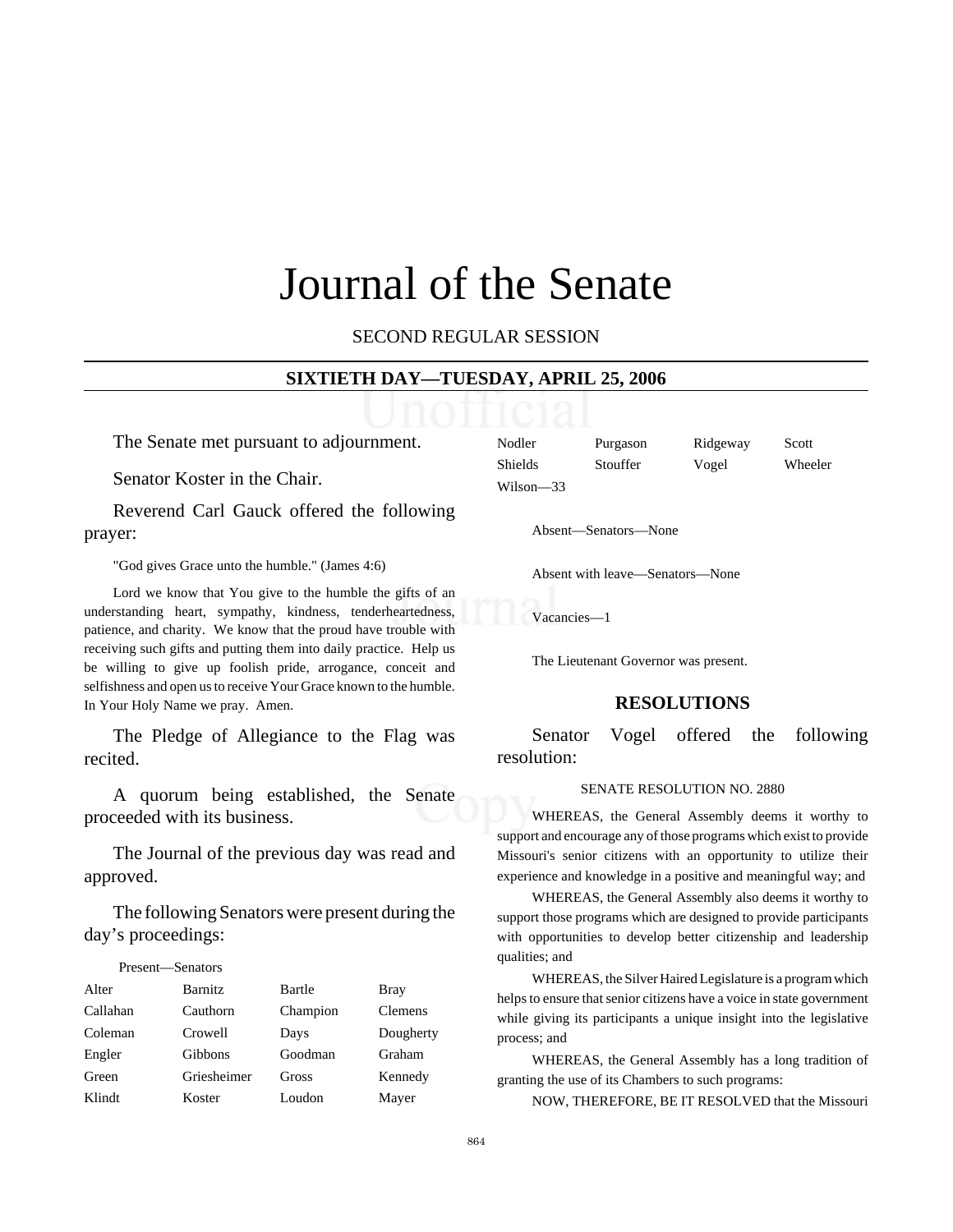# Journal of the Senate

SECOND REGULAR SESSION

## SIXTIETH DAY—TUESDAY, APRIL 25, 2006

The Senate met pursuant to adjournment.

Senator Koster in the Chair.

Reverend Carl Gauck offered the following prayer:

"God gives Grace unto the humble." (James 4:6)

Lord we know that You give to the humble the gifts of an understanding heart, sympathy, kindness, tenderheartedness, patience, and charity. We know that the proud have trouble with receiving such gifts and putting them into daily practice. Help us be willing to give up foolish pride, arrogance, conceit and selfishness and open us to receive Your Grace known to the humble. In Your Holy Name we pray. Amen.

The Pledge of Allegiance to the Flag was recited.

A quorum being established, the Senate proceeded with its business.

The Journal of the previous day was read and approved.

The following Senators were present during the day's proceedings:

Present—Senators

| | | | |
|---|---|---|---|
| Alter | Barnitz | Bartle | Bray |
| Callahan | Cauthorn | Champion | Clemens |
| Coleman | Crowell | Days | Dougherty |
| Engler | Gibbons | Goodman | Graham |
| Green | Griesheimer | Gross | Kennedy |
| Klindt | Koster | Loudon | Mayer |
| Nodler | Purgason | Ridgeway | Scott |
| Shields | Stouffer | Vogel | Wheeler |
| Wilson—33 | | | |

Absent—Senators—None

Absent with leave—Senators—None

Vacancies—1

The Lieutenant Governor was present.

## RESOLUTIONS

Senator Vogel offered the following resolution:

SENATE RESOLUTION NO. 2880

WHEREAS, the General Assembly deems it worthy to support and encourage any of those programs which exist to provide Missouri's senior citizens with an opportunity to utilize their experience and knowledge in a positive and meaningful way; and

WHEREAS, the General Assembly also deems it worthy to support those programs which are designed to provide participants with opportunities to develop better citizenship and leadership qualities; and

WHEREAS, the Silver Haired Legislature is a program which helps to ensure that senior citizens have a voice in state government while giving its participants a unique insight into the legislative process; and

WHEREAS, the General Assembly has a long tradition of granting the use of its Chambers to such programs:

NOW, THEREFORE, BE IT RESOLVED that the Missouri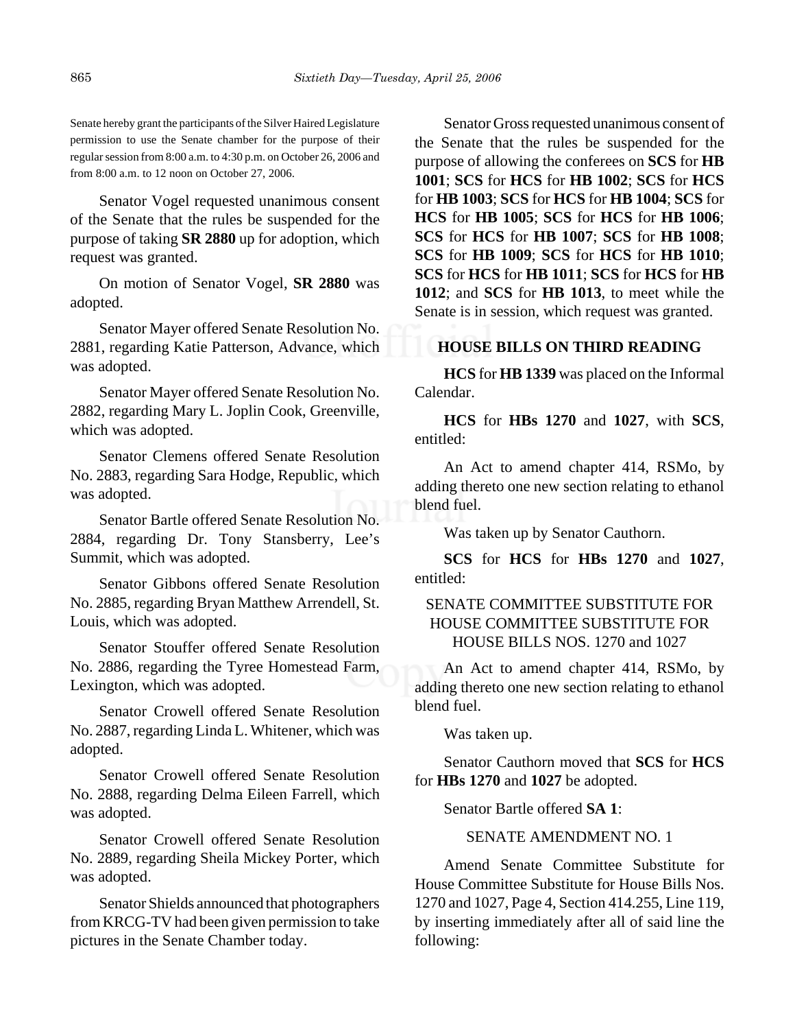Senate hereby grant the participants of the Silver Haired Legislature permission to use the Senate chamber for the purpose of their regular session from 8:00 a.m. to 4:30 p.m. on October 26, 2006 and from 8:00 a.m. to 12 noon on October 27, 2006.

Senator Vogel requested unanimous consent of the Senate that the rules be suspended for the purpose of taking **SR 2880** up for adoption, which request was granted.

On motion of Senator Vogel, **SR 2880** was adopted.

Senator Mayer offered Senate Resolution No. 2881, regarding Katie Patterson, Advance, which was adopted.

Senator Mayer offered Senate Resolution No. 2882, regarding Mary L. Joplin Cook, Greenville, which was adopted.

Senator Clemens offered Senate Resolution No. 2883, regarding Sara Hodge, Republic, which was adopted.

Senator Bartle offered Senate Resolution No. 2884, regarding Dr. Tony Stansberry, Lee's Summit, which was adopted.

Senator Gibbons offered Senate Resolution No. 2885, regarding Bryan Matthew Arrendell, St. Louis, which was adopted.

Senator Stouffer offered Senate Resolution No. 2886, regarding the Tyree Homestead Farm, Lexington, which was adopted.

Senator Crowell offered Senate Resolution No. 2887, regarding Linda L. Whitener, which was adopted.

Senator Crowell offered Senate Resolution No. 2888, regarding Delma Eileen Farrell, which was adopted.

Senator Crowell offered Senate Resolution No. 2889, regarding Sheila Mickey Porter, which was adopted.

Senator Shields announced that photographers from KRCG-TV had been given permission to take pictures in the Senate Chamber today.

Senator Gross requested unanimous consent of the Senate that the rules be suspended for the purpose of allowing the conferees on **SCS** for **HB 1001**; **SCS** for **HCS** for **HB 1002**; **SCS** for **HCS** for **HB 1003**; **SCS** for **HCS** for **HB 1004**; **SCS** for **HCS** for **HB 1005**; **SCS** for **HCS** for **HB 1006**; **SCS** for **HCS** for **HB 1007**; **SCS** for **HB 1008**; **SCS** for **HB 1009**; **SCS** for **HCS** for **HB 1010**; **SCS** for **HCS** for **HB 1011**; **SCS** for **HCS** for **HB 1012**; and **SCS** for **HB 1013**, to meet while the Senate is in session, which request was granted.

## HOUSE BILLS ON THIRD READING

**HCS** for **HB 1339** was placed on the Informal Calendar.

**HCS** for **HBs 1270** and **1027**, with **SCS**, entitled:

An Act to amend chapter 414, RSMo, by adding thereto one new section relating to ethanol blend fuel.

Was taken up by Senator Cauthorn.

**SCS** for **HCS** for **HBs 1270** and **1027**, entitled:

SENATE COMMITTEE SUBSTITUTE FOR HOUSE COMMITTEE SUBSTITUTE FOR HOUSE BILLS NOS. 1270 and 1027

An Act to amend chapter 414, RSMo, by adding thereto one new section relating to ethanol blend fuel.

Was taken up.

Senator Cauthorn moved that **SCS** for **HCS** for **HBs 1270** and **1027** be adopted.

Senator Bartle offered **SA 1**:

SENATE AMENDMENT NO. 1

Amend Senate Committee Substitute for House Committee Substitute for House Bills Nos. 1270 and 1027, Page 4, Section 414.255, Line 119, by inserting immediately after all of said line the following: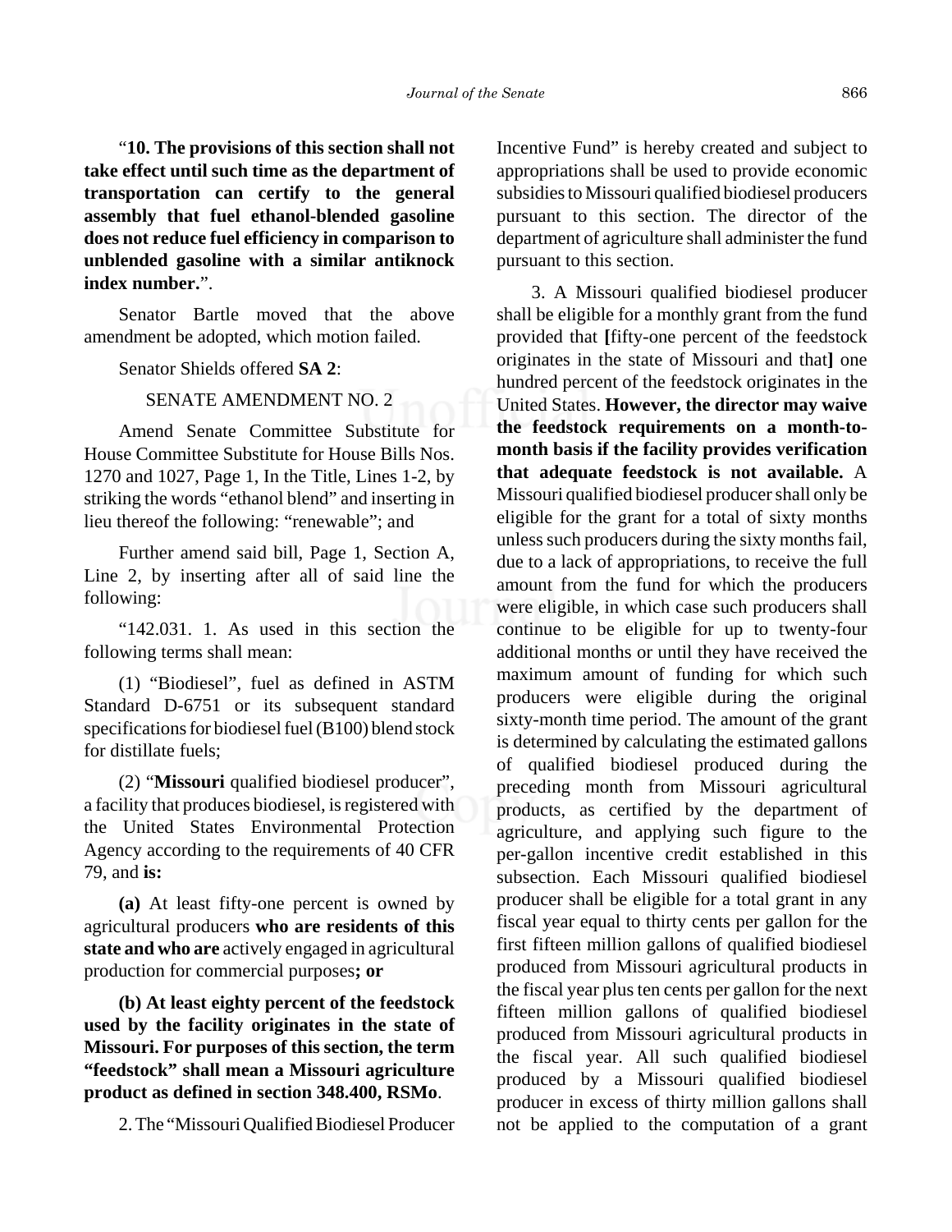"**10. The provisions of this section shall not take effect until such time as the department of transportation can certify to the general assembly that fuel ethanol-blended gasoline does not reduce fuel efficiency in comparison to unblended gasoline with a similar antiknock index number.**".

Senator Bartle moved that the above amendment be adopted, which motion failed.

Senator Shields offered **SA 2**:

SENATE AMENDMENT NO. 2

Amend Senate Committee Substitute for House Committee Substitute for House Bills Nos. 1270 and 1027, Page 1, In the Title, Lines 1-2, by striking the words "ethanol blend" and inserting in lieu thereof the following: "renewable"; and

Further amend said bill, Page 1, Section A, Line 2, by inserting after all of said line the following:

"142.031. 1. As used in this section the following terms shall mean:

(1) "Biodiesel", fuel as defined in ASTM Standard D-6751 or its subsequent standard specifications for biodiesel fuel (B100) blend stock for distillate fuels;

(2) "**Missouri** qualified biodiesel producer", a facility that produces biodiesel, is registered with the United States Environmental Protection Agency according to the requirements of 40 CFR 79, and **is:**

**(a)** At least fifty-one percent is owned by agricultural producers **who are residents of this state and who are** actively engaged in agricultural production for commercial purposes**; or**

**(b) At least eighty percent of the feedstock used by the facility originates in the state of Missouri. For purposes of this section, the term "feedstock" shall mean a Missouri agriculture product as defined in section 348.400, RSMo**.

2. The "Missouri Qualified Biodiesel Producer Incentive Fund" is hereby created and subject to appropriations shall be used to provide economic subsidies to Missouri qualified biodiesel producers pursuant to this section. The director of the department of agriculture shall administer the fund pursuant to this section.

3. A Missouri qualified biodiesel producer shall be eligible for a monthly grant from the fund provided that **[**fifty-one percent of the feedstock originates in the state of Missouri and that**]** one hundred percent of the feedstock originates in the United States. **However, the director may waive the feedstock requirements on a month-to-month basis if the facility provides verification that adequate feedstock is not available.** A Missouri qualified biodiesel producer shall only be eligible for the grant for a total of sixty months unless such producers during the sixty months fail, due to a lack of appropriations, to receive the full amount from the fund for which the producers were eligible, in which case such producers shall continue to be eligible for up to twenty-four additional months or until they have received the maximum amount of funding for which such producers were eligible during the original sixty-month time period. The amount of the grant is determined by calculating the estimated gallons of qualified biodiesel produced during the preceding month from Missouri agricultural products, as certified by the department of agriculture, and applying such figure to the per-gallon incentive credit established in this subsection. Each Missouri qualified biodiesel producer shall be eligible for a total grant in any fiscal year equal to thirty cents per gallon for the first fifteen million gallons of qualified biodiesel produced from Missouri agricultural products in the fiscal year plus ten cents per gallon for the next fifteen million gallons of qualified biodiesel produced from Missouri agricultural products in the fiscal year. All such qualified biodiesel produced by a Missouri qualified biodiesel producer in excess of thirty million gallons shall not be applied to the computation of a grant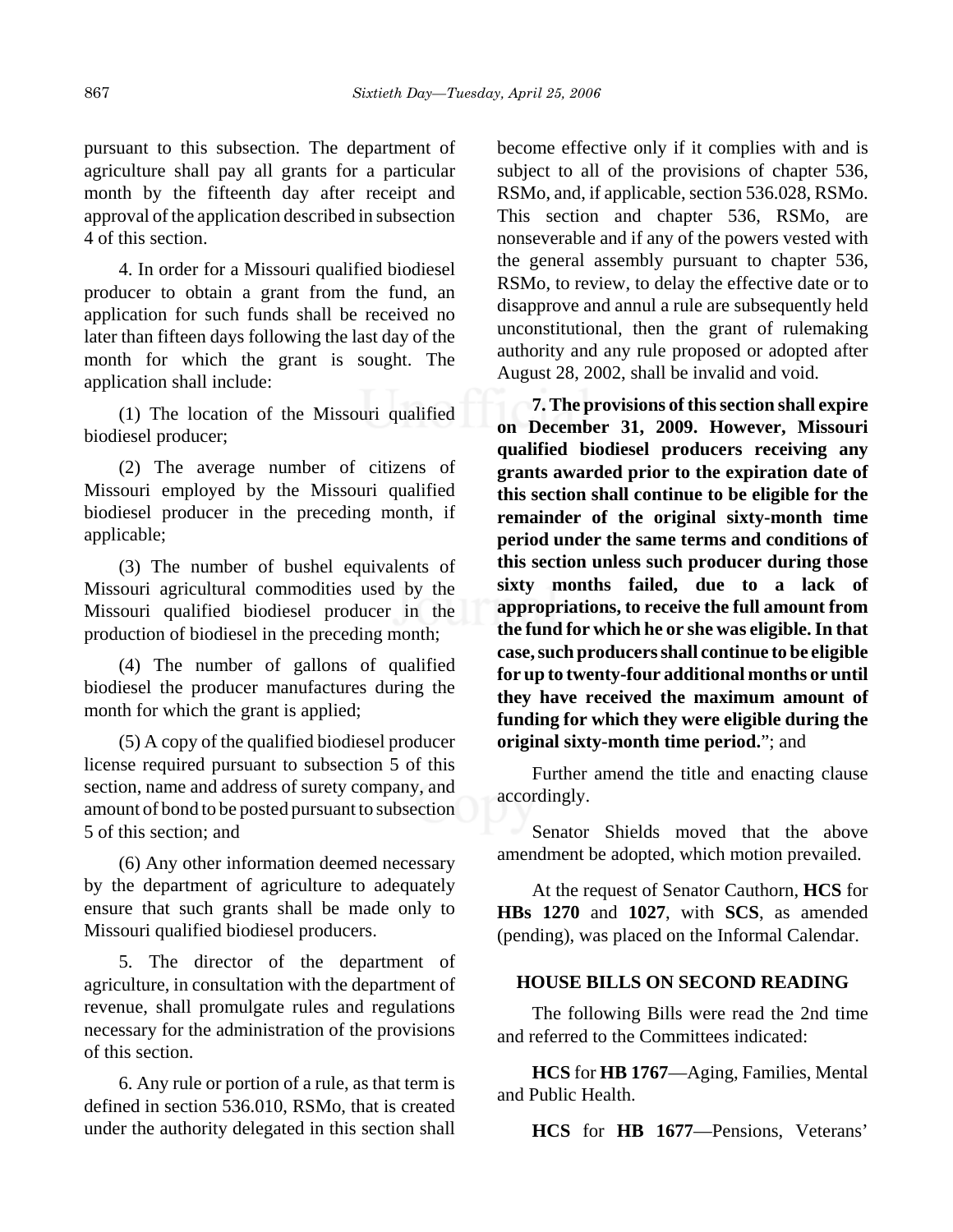pursuant to this subsection. The department of agriculture shall pay all grants for a particular month by the fifteenth day after receipt and approval of the application described in subsection 4 of this section.

4. In order for a Missouri qualified biodiesel producer to obtain a grant from the fund, an application for such funds shall be received no later than fifteen days following the last day of the month for which the grant is sought. The application shall include:

(1) The location of the Missouri qualified biodiesel producer;

(2) The average number of citizens of Missouri employed by the Missouri qualified biodiesel producer in the preceding month, if applicable;

(3) The number of bushel equivalents of Missouri agricultural commodities used by the Missouri qualified biodiesel producer in the production of biodiesel in the preceding month;

(4) The number of gallons of qualified biodiesel the producer manufactures during the month for which the grant is applied;

(5) A copy of the qualified biodiesel producer license required pursuant to subsection 5 of this section, name and address of surety company, and amount of bond to be posted pursuant to subsection 5 of this section; and

(6) Any other information deemed necessary by the department of agriculture to adequately ensure that such grants shall be made only to Missouri qualified biodiesel producers.

5. The director of the department of agriculture, in consultation with the department of revenue, shall promulgate rules and regulations necessary for the administration of the provisions of this section.

6. Any rule or portion of a rule, as that term is defined in section 536.010, RSMo, that is created under the authority delegated in this section shall become effective only if it complies with and is subject to all of the provisions of chapter 536, RSMo, and, if applicable, section 536.028, RSMo. This section and chapter 536, RSMo, are nonseverable and if any of the powers vested with the general assembly pursuant to chapter 536, RSMo, to review, to delay the effective date or to disapprove and annul a rule are subsequently held unconstitutional, then the grant of rulemaking authority and any rule proposed or adopted after August 28, 2002, shall be invalid and void.

**7. The provisions of this section shall expire on December 31, 2009. However, Missouri qualified biodiesel producers receiving any grants awarded prior to the expiration date of this section shall continue to be eligible for the remainder of the original sixty-month time period under the same terms and conditions of this section unless such producer during those sixty months failed, due to a lack of appropriations, to receive the full amount from the fund for which he or she was eligible. In that case, such producers shall continue to be eligible for up to twenty-four additional months or until they have received the maximum amount of funding for which they were eligible during the original sixty-month time period.**"; and

Further amend the title and enacting clause accordingly.

Senator Shields moved that the above amendment be adopted, which motion prevailed.

At the request of Senator Cauthorn, **HCS** for **HBs 1270** and **1027**, with **SCS**, as amended (pending), was placed on the Informal Calendar.

## HOUSE BILLS ON SECOND READING

The following Bills were read the 2nd time and referred to the Committees indicated:

**HCS** for **HB 1767**—Aging, Families, Mental and Public Health.

**HCS** for **HB 1677**—Pensions, Veterans'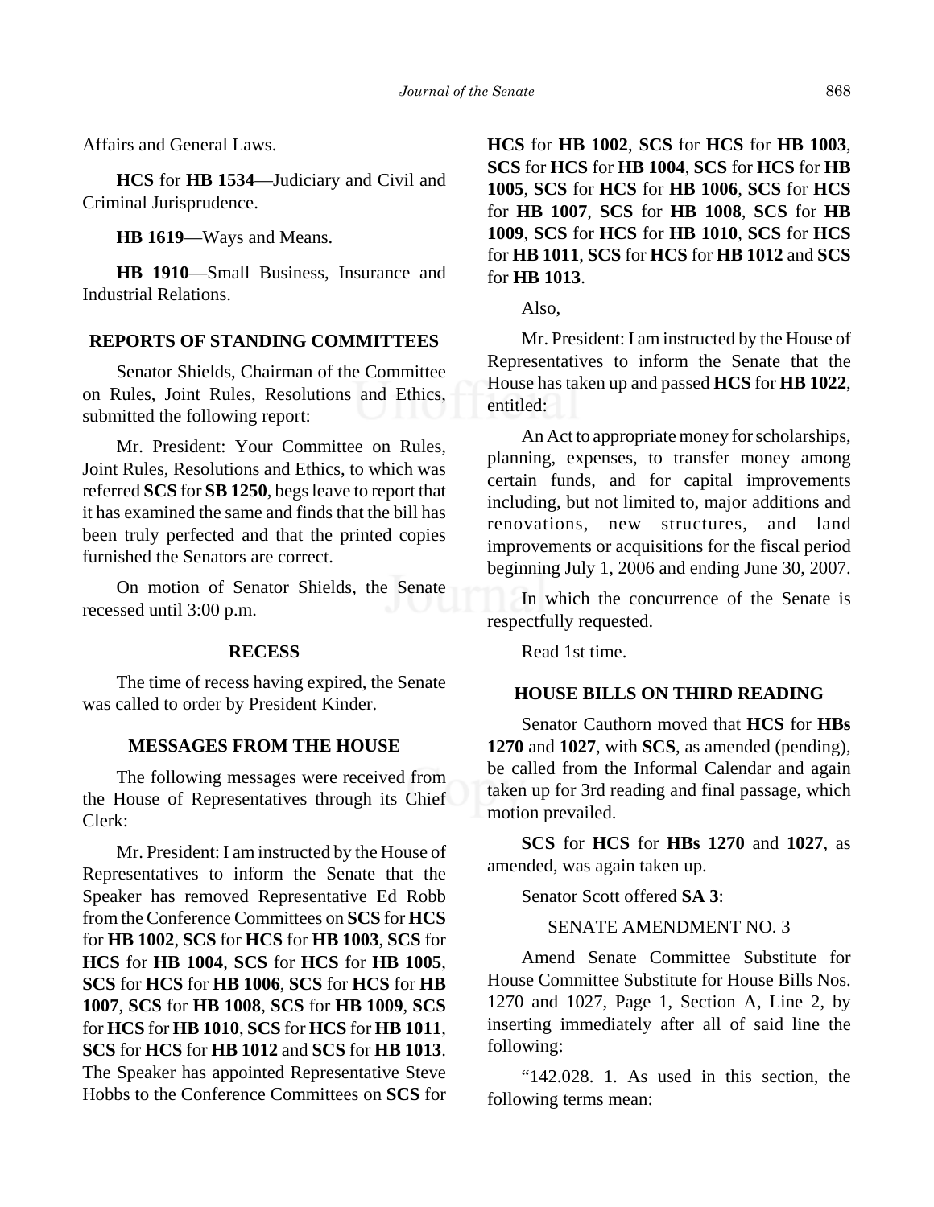Affairs and General Laws.

**HCS** for **HB 1534**—Judiciary and Civil and Criminal Jurisprudence.

**HB 1619**—Ways and Means.

**HB 1910**—Small Business, Insurance and Industrial Relations.

## REPORTS OF STANDING COMMITTEES

Senator Shields, Chairman of the Committee on Rules, Joint Rules, Resolutions and Ethics, submitted the following report:

Mr. President: Your Committee on Rules, Joint Rules, Resolutions and Ethics, to which was referred **SCS** for **SB 1250**, begs leave to report that it has examined the same and finds that the bill has been truly perfected and that the printed copies furnished the Senators are correct.

On motion of Senator Shields, the Senate recessed until 3:00 p.m.

## RECESS

The time of recess having expired, the Senate was called to order by President Kinder.

## MESSAGES FROM THE HOUSE

The following messages were received from the House of Representatives through its Chief Clerk:

Mr. President: I am instructed by the House of Representatives to inform the Senate that the Speaker has removed Representative Ed Robb from the Conference Committees on **SCS** for **HCS** for **HB 1002**, **SCS** for **HCS** for **HB 1003**, **SCS** for **HCS** for **HB 1004**, **SCS** for **HCS** for **HB 1005**, **SCS** for **HCS** for **HB 1006**, **SCS** for **HCS** for **HB 1007**, **SCS** for **HB 1008**, **SCS** for **HB 1009**, **SCS** for **HCS** for **HB 1010**, **SCS** for **HCS** for **HB 1011**, **SCS** for **HCS** for **HB 1012** and **SCS** for **HB 1013**. The Speaker has appointed Representative Steve Hobbs to the Conference Committees on **SCS** for **HCS** for **HB 1002**, **SCS** for **HCS** for **HB 1003**, **SCS** for **HCS** for **HB 1004**, **SCS** for **HCS** for **HB 1005**, **SCS** for **HCS** for **HB 1006**, **SCS** for **HCS** for **HB 1007**, **SCS** for **HB 1008**, **SCS** for **HB 1009**, **SCS** for **HCS** for **HB 1010**, **SCS** for **HCS** for **HB 1011**, **SCS** for **HCS** for **HB 1012** and **SCS** for **HB 1013**.

Also,

Mr. President: I am instructed by the House of Representatives to inform the Senate that the House has taken up and passed **HCS** for **HB 1022**, entitled:

An Act to appropriate money for scholarships, planning, expenses, to transfer money among certain funds, and for capital improvements including, but not limited to, major additions and renovations, new structures, and land improvements or acquisitions for the fiscal period beginning July 1, 2006 and ending June 30, 2007.

In which the concurrence of the Senate is respectfully requested.

Read 1st time.

## HOUSE BILLS ON THIRD READING

Senator Cauthorn moved that **HCS** for **HBs 1270** and **1027**, with **SCS**, as amended (pending), be called from the Informal Calendar and again taken up for 3rd reading and final passage, which motion prevailed.

**SCS** for **HCS** for **HBs 1270** and **1027**, as amended, was again taken up.

Senator Scott offered **SA 3**:

SENATE AMENDMENT NO. 3

Amend Senate Committee Substitute for House Committee Substitute for House Bills Nos. 1270 and 1027, Page 1, Section A, Line 2, by inserting immediately after all of said line the following:

"142.028. 1. As used in this section, the following terms mean: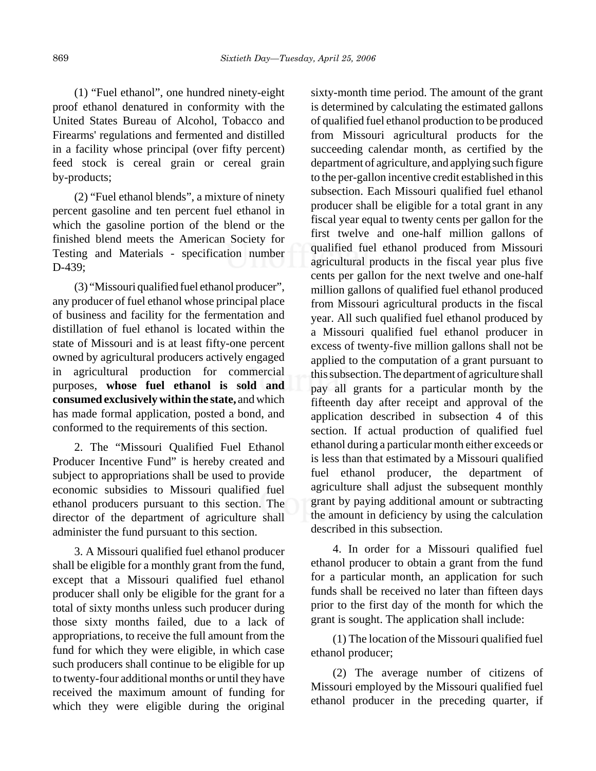(1) "Fuel ethanol", one hundred ninety-eight proof ethanol denatured in conformity with the United States Bureau of Alcohol, Tobacco and Firearms' regulations and fermented and distilled in a facility whose principal (over fifty percent) feed stock is cereal grain or cereal grain by-products;

(2) "Fuel ethanol blends", a mixture of ninety percent gasoline and ten percent fuel ethanol in which the gasoline portion of the blend or the finished blend meets the American Society for Testing and Materials - specification number D-439;

(3) "Missouri qualified fuel ethanol producer", any producer of fuel ethanol whose principal place of business and facility for the fermentation and distillation of fuel ethanol is located within the state of Missouri and is at least fifty-one percent owned by agricultural producers actively engaged in agricultural production for commercial purposes, **whose fuel ethanol is sold and consumed exclusively within the state,** and which has made formal application, posted a bond, and conformed to the requirements of this section.

2. The "Missouri Qualified Fuel Ethanol Producer Incentive Fund" is hereby created and subject to appropriations shall be used to provide economic subsidies to Missouri qualified fuel ethanol producers pursuant to this section. The director of the department of agriculture shall administer the fund pursuant to this section.

3. A Missouri qualified fuel ethanol producer shall be eligible for a monthly grant from the fund, except that a Missouri qualified fuel ethanol producer shall only be eligible for the grant for a total of sixty months unless such producer during those sixty months failed, due to a lack of appropriations, to receive the full amount from the fund for which they were eligible, in which case such producers shall continue to be eligible for up to twenty-four additional months or until they have received the maximum amount of funding for which they were eligible during the original sixty-month time period. The amount of the grant is determined by calculating the estimated gallons of qualified fuel ethanol production to be produced from Missouri agricultural products for the succeeding calendar month, as certified by the department of agriculture, and applying such figure to the per-gallon incentive credit established in this subsection. Each Missouri qualified fuel ethanol producer shall be eligible for a total grant in any fiscal year equal to twenty cents per gallon for the first twelve and one-half million gallons of qualified fuel ethanol produced from Missouri agricultural products in the fiscal year plus five cents per gallon for the next twelve and one-half million gallons of qualified fuel ethanol produced from Missouri agricultural products in the fiscal year. All such qualified fuel ethanol produced by a Missouri qualified fuel ethanol producer in excess of twenty-five million gallons shall not be applied to the computation of a grant pursuant to this subsection. The department of agriculture shall pay all grants for a particular month by the fifteenth day after receipt and approval of the application described in subsection 4 of this section. If actual production of qualified fuel ethanol during a particular month either exceeds or is less than that estimated by a Missouri qualified fuel ethanol producer, the department of agriculture shall adjust the subsequent monthly grant by paying additional amount or subtracting the amount in deficiency by using the calculation described in this subsection.

4. In order for a Missouri qualified fuel ethanol producer to obtain a grant from the fund for a particular month, an application for such funds shall be received no later than fifteen days prior to the first day of the month for which the grant is sought. The application shall include:

(1) The location of the Missouri qualified fuel ethanol producer;

(2) The average number of citizens of Missouri employed by the Missouri qualified fuel ethanol producer in the preceding quarter, if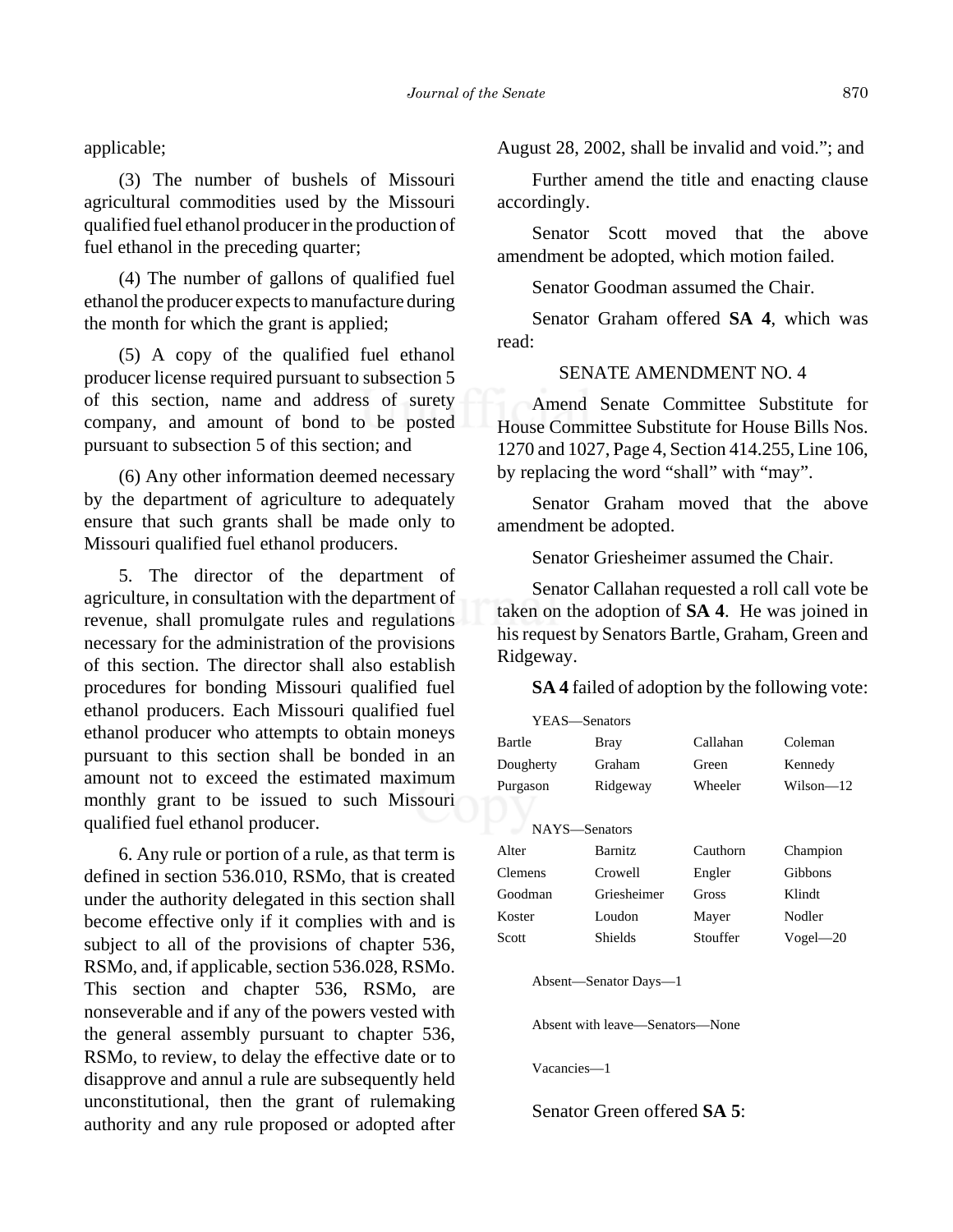applicable;

(3) The number of bushels of Missouri agricultural commodities used by the Missouri qualified fuel ethanol producer in the production of fuel ethanol in the preceding quarter;

(4) The number of gallons of qualified fuel ethanol the producer expects to manufacture during the month for which the grant is applied;

(5) A copy of the qualified fuel ethanol producer license required pursuant to subsection 5 of this section, name and address of surety company, and amount of bond to be posted pursuant to subsection 5 of this section; and

(6) Any other information deemed necessary by the department of agriculture to adequately ensure that such grants shall be made only to Missouri qualified fuel ethanol producers.

5. The director of the department of agriculture, in consultation with the department of revenue, shall promulgate rules and regulations necessary for the administration of the provisions of this section. The director shall also establish procedures for bonding Missouri qualified fuel ethanol producers. Each Missouri qualified fuel ethanol producer who attempts to obtain moneys pursuant to this section shall be bonded in an amount not to exceed the estimated maximum monthly grant to be issued to such Missouri qualified fuel ethanol producer.

6. Any rule or portion of a rule, as that term is defined in section 536.010, RSMo, that is created under the authority delegated in this section shall become effective only if it complies with and is subject to all of the provisions of chapter 536, RSMo, and, if applicable, section 536.028, RSMo. This section and chapter 536, RSMo, are nonseverable and if any of the powers vested with the general assembly pursuant to chapter 536, RSMo, to review, to delay the effective date or to disapprove and annul a rule are subsequently held unconstitutional, then the grant of rulemaking authority and any rule proposed or adopted after August 28, 2002, shall be invalid and void."; and

Further amend the title and enacting clause accordingly.

Senator Scott moved that the above amendment be adopted, which motion failed.

Senator Goodman assumed the Chair.

Senator Graham offered **SA 4**, which was read:

SENATE AMENDMENT NO. 4

Amend Senate Committee Substitute for House Committee Substitute for House Bills Nos. 1270 and 1027, Page 4, Section 414.255, Line 106, by replacing the word "shall" with "may".

Senator Graham moved that the above amendment be adopted.

Senator Griesheimer assumed the Chair.

Senator Callahan requested a roll call vote be taken on the adoption of **SA 4**. He was joined in his request by Senators Bartle, Graham, Green and Ridgeway.

**SA 4** failed of adoption by the following vote:

YEAS—Senators

| | | | |
|---|---|---|---|
| Bartle | Bray | Callahan | Coleman |
| Dougherty | Graham | Green | Kennedy |
| Purgason | Ridgeway | Wheeler | Wilson—12 |

NAYS—Senators

| | | | |
|---|---|---|---|
| Alter | Barnitz | Cauthorn | Champion |
| Clemens | Crowell | Engler | Gibbons |
| Goodman | Griesheimer | Gross | Klindt |
| Koster | Loudon | Mayer | Nodler |
| Scott | Shields | Stouffer | Vogel—20 |

Absent—Senator Days—1

Absent with leave—Senators—None

Vacancies—1

Senator Green offered **SA 5**: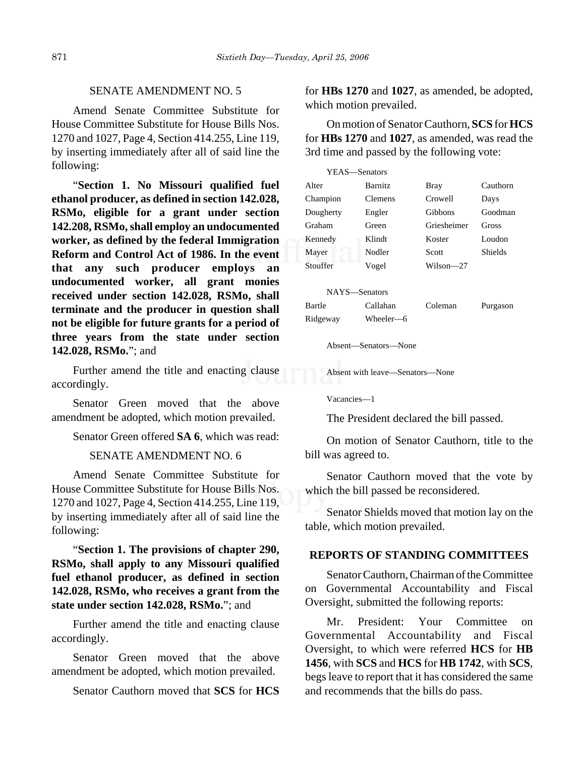SENATE AMENDMENT NO. 5

Amend Senate Committee Substitute for House Committee Substitute for House Bills Nos. 1270 and 1027, Page 4, Section 414.255, Line 119, by inserting immediately after all of said line the following:

"**Section 1. No Missouri qualified fuel ethanol producer, as defined in section 142.028, RSMo, eligible for a grant under section 142.208, RSMo, shall employ an undocumented worker, as defined by the federal Immigration Reform and Control Act of 1986. In the event that any such producer employs an undocumented worker, all grant monies received under section 142.028, RSMo, shall terminate and the producer in question shall not be eligible for future grants for a period of three years from the state under section 142.028, RSMo.**"; and

Further amend the title and enacting clause accordingly.

Senator Green moved that the above amendment be adopted, which motion prevailed.

Senator Green offered **SA 6**, which was read:

SENATE AMENDMENT NO. 6

Amend Senate Committee Substitute for House Committee Substitute for House Bills Nos. 1270 and 1027, Page 4, Section 414.255, Line 119, by inserting immediately after all of said line the following:

"**Section 1. The provisions of chapter 290, RSMo, shall apply to any Missouri qualified fuel ethanol producer, as defined in section 142.028, RSMo, who receives a grant from the state under section 142.028, RSMo.**"; and

Further amend the title and enacting clause accordingly.

Senator Green moved that the above amendment be adopted, which motion prevailed.

Senator Cauthorn moved that **SCS** for **HCS** for **HBs 1270** and **1027**, as amended, be adopted, which motion prevailed.

On motion of Senator Cauthorn, **SCS** for **HCS** for **HBs 1270** and **1027**, as amended, was read the 3rd time and passed by the following vote:

YEAS—Senators

| | | | |
|---|---|---|---|
| Alter | Barnitz | Bray | Cauthorn |
| Champion | Clemens | Crowell | Days |
| Dougherty | Engler | Gibbons | Goodman |
| Graham | Green | Griesheimer | Gross |
| Kennedy | Klindt | Koster | Loudon |
| Mayer | Nodler | Scott | Shields |
| Stouffer | Vogel | Wilson—27 | |

NAYS—Senators

| | | | |
|---|---|---|---|
| Bartle | Callahan | Coleman | Purgason |
| Ridgeway | Wheeler—6 | | |

Absent—Senators—None

Absent with leave—Senators—None

Vacancies—1

The President declared the bill passed.

On motion of Senator Cauthorn, title to the bill was agreed to.

Senator Cauthorn moved that the vote by which the bill passed be reconsidered.

Senator Shields moved that motion lay on the table, which motion prevailed.

## REPORTS OF STANDING COMMITTEES

Senator Cauthorn, Chairman of the Committee on Governmental Accountability and Fiscal Oversight, submitted the following reports:

Mr. President: Your Committee on Governmental Accountability and Fiscal Oversight, to which were referred **HCS** for **HB 1456**, with **SCS** and **HCS** for **HB 1742**, with **SCS**, begs leave to report that it has considered the same and recommends that the bills do pass.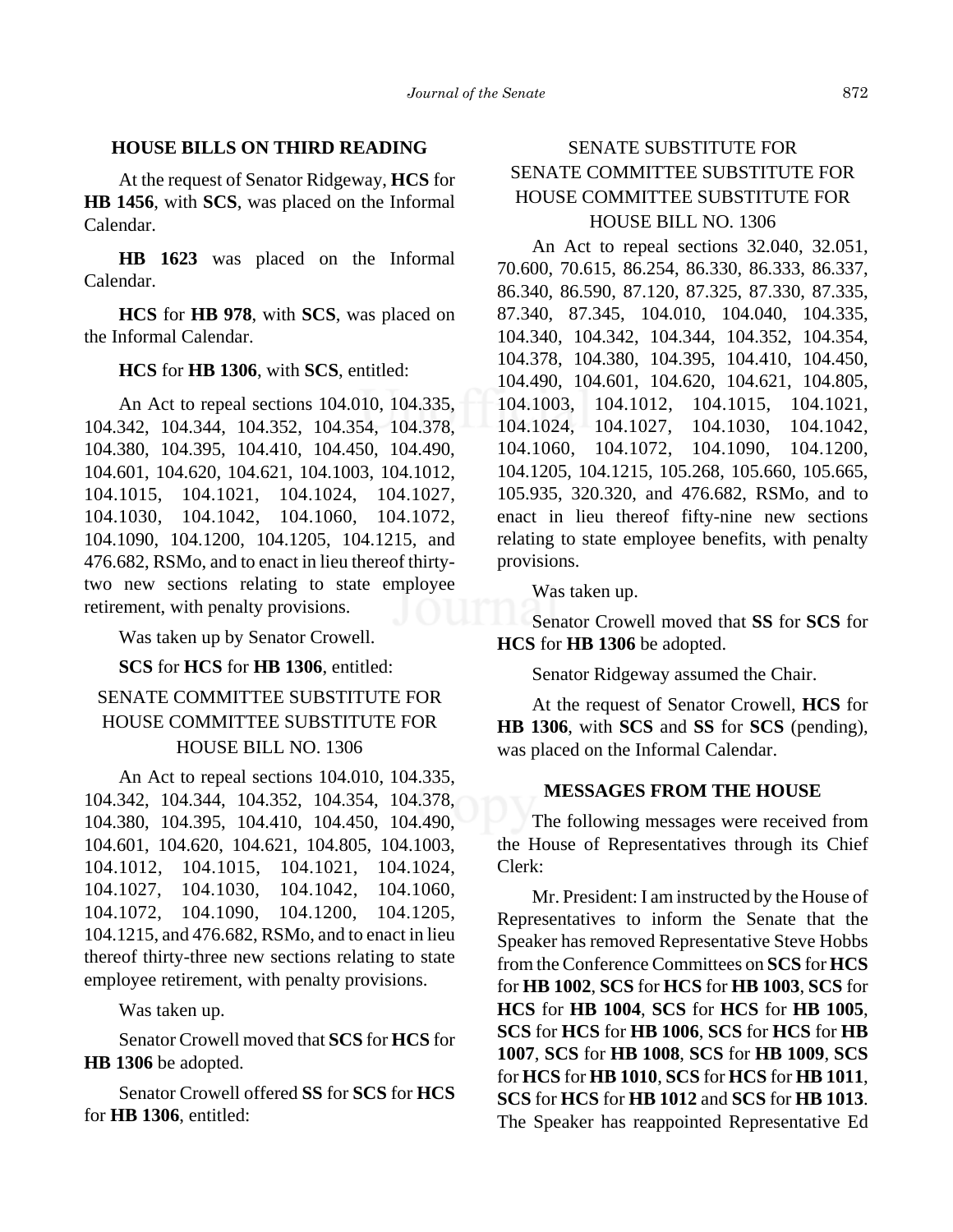## HOUSE BILLS ON THIRD READING

At the request of Senator Ridgeway, **HCS** for **HB 1456**, with **SCS**, was placed on the Informal Calendar.

**HB 1623** was placed on the Informal Calendar.

**HCS** for **HB 978**, with **SCS**, was placed on the Informal Calendar.

**HCS** for **HB 1306**, with **SCS**, entitled:

An Act to repeal sections 104.010, 104.335, 104.342, 104.344, 104.352, 104.354, 104.378, 104.380, 104.395, 104.410, 104.450, 104.490, 104.601, 104.620, 104.621, 104.1003, 104.1012, 104.1015, 104.1021, 104.1024, 104.1027, 104.1030, 104.1042, 104.1060, 104.1072, 104.1090, 104.1200, 104.1205, 104.1215, and 476.682, RSMo, and to enact in lieu thereof thirty-two new sections relating to state employee retirement, with penalty provisions.

Was taken up by Senator Crowell.

**SCS** for **HCS** for **HB 1306**, entitled:

SENATE COMMITTEE SUBSTITUTE FOR HOUSE COMMITTEE SUBSTITUTE FOR HOUSE BILL NO. 1306

An Act to repeal sections 104.010, 104.335, 104.342, 104.344, 104.352, 104.354, 104.378, 104.380, 104.395, 104.410, 104.450, 104.490, 104.601, 104.620, 104.621, 104.805, 104.1003, 104.1012, 104.1015, 104.1021, 104.1024, 104.1027, 104.1030, 104.1042, 104.1060, 104.1072, 104.1090, 104.1200, 104.1205, 104.1215, and 476.682, RSMo, and to enact in lieu thereof thirty-three new sections relating to state employee retirement, with penalty provisions.

Was taken up.

Senator Crowell moved that **SCS** for **HCS** for **HB 1306** be adopted.

Senator Crowell offered **SS** for **SCS** for **HCS** for **HB 1306**, entitled:

SENATE SUBSTITUTE FOR SENATE COMMITTEE SUBSTITUTE FOR HOUSE COMMITTEE SUBSTITUTE FOR HOUSE BILL NO. 1306

An Act to repeal sections 32.040, 32.051, 70.600, 70.615, 86.254, 86.330, 86.333, 86.337, 86.340, 86.590, 87.120, 87.325, 87.330, 87.335, 87.340, 87.345, 104.010, 104.040, 104.335, 104.340, 104.342, 104.344, 104.352, 104.354, 104.378, 104.380, 104.395, 104.410, 104.450, 104.490, 104.601, 104.620, 104.621, 104.805, 104.1003, 104.1012, 104.1015, 104.1021, 104.1024, 104.1027, 104.1030, 104.1042, 104.1060, 104.1072, 104.1090, 104.1200, 104.1205, 104.1215, 105.268, 105.660, 105.665, 105.935, 320.320, and 476.682, RSMo, and to enact in lieu thereof fifty-nine new sections relating to state employee benefits, with penalty provisions.

Was taken up.

Senator Crowell moved that **SS** for **SCS** for **HCS** for **HB 1306** be adopted.

Senator Ridgeway assumed the Chair.

At the request of Senator Crowell, **HCS** for **HB 1306**, with **SCS** and **SS** for **SCS** (pending), was placed on the Informal Calendar.

## MESSAGES FROM THE HOUSE

The following messages were received from the House of Representatives through its Chief Clerk:

Mr. President: I am instructed by the House of Representatives to inform the Senate that the Speaker has removed Representative Steve Hobbs from the Conference Committees on **SCS** for **HCS** for **HB 1002**, **SCS** for **HCS** for **HB 1003**, **SCS** for **HCS** for **HB 1004**, **SCS** for **HCS** for **HB 1005**, **SCS** for **HCS** for **HB 1006**, **SCS** for **HCS** for **HB 1007**, **SCS** for **HB 1008**, **SCS** for **HB 1009**, **SCS** for **HCS** for **HB 1010**, **SCS** for **HCS** for **HB 1011**, **SCS** for **HCS** for **HB 1012** and **SCS** for **HB 1013**. The Speaker has reappointed Representative Ed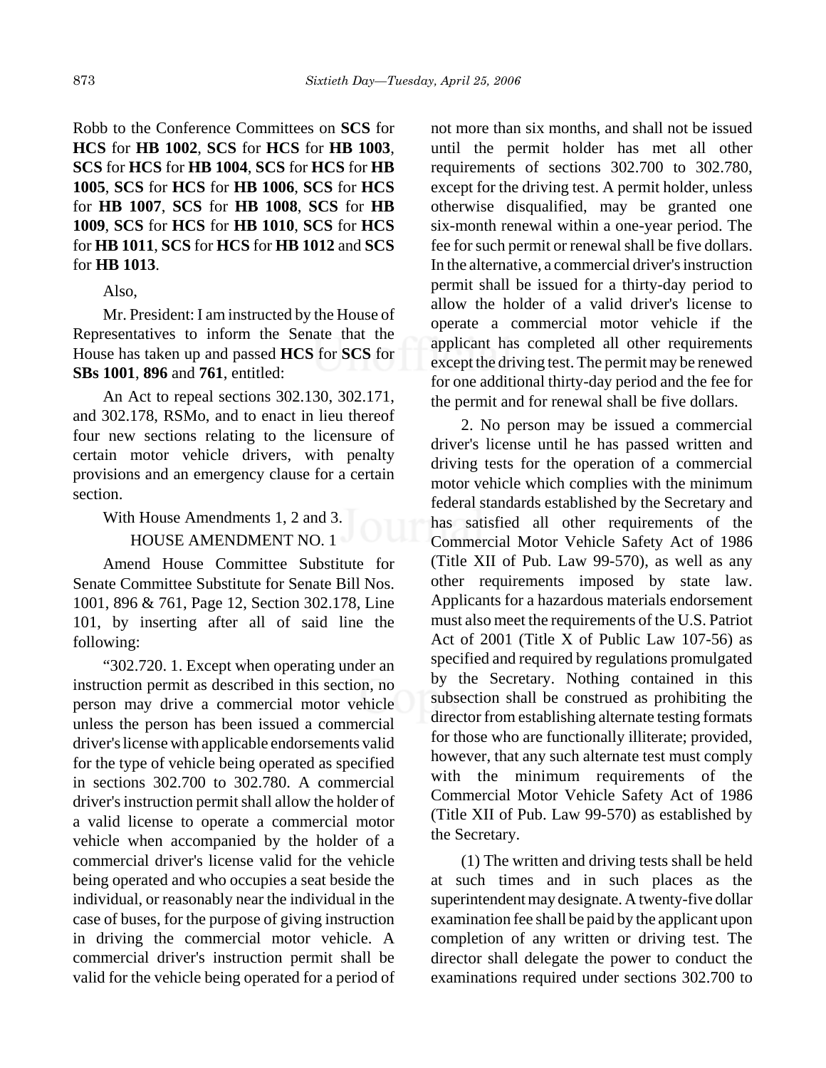Robb to the Conference Committees on **SCS** for **HCS** for **HB 1002**, **SCS** for **HCS** for **HB 1003**, **SCS** for **HCS** for **HB 1004**, **SCS** for **HCS** for **HB 1005**, **SCS** for **HCS** for **HB 1006**, **SCS** for **HCS** for **HB 1007**, **SCS** for **HB 1008**, **SCS** for **HB 1009**, **SCS** for **HCS** for **HB 1010**, **SCS** for **HCS** for **HB 1011**, **SCS** for **HCS** for **HB 1012** and **SCS** for **HB 1013**.

Also,

Mr. President: I am instructed by the House of Representatives to inform the Senate that the House has taken up and passed **HCS** for **SCS** for **SBs 1001**, **896** and **761**, entitled:

An Act to repeal sections 302.130, 302.171, and 302.178, RSMo, and to enact in lieu thereof four new sections relating to the licensure of certain motor vehicle drivers, with penalty provisions and an emergency clause for a certain section.

With House Amendments 1, 2 and 3.

HOUSE AMENDMENT NO. 1

Amend House Committee Substitute for Senate Committee Substitute for Senate Bill Nos. 1001, 896 & 761, Page 12, Section 302.178, Line 101, by inserting after all of said line the following:

"302.720. 1. Except when operating under an instruction permit as described in this section, no person may drive a commercial motor vehicle unless the person has been issued a commercial driver's license with applicable endorsements valid for the type of vehicle being operated as specified in sections 302.700 to 302.780. A commercial driver's instruction permit shall allow the holder of a valid license to operate a commercial motor vehicle when accompanied by the holder of a commercial driver's license valid for the vehicle being operated and who occupies a seat beside the individual, or reasonably near the individual in the case of buses, for the purpose of giving instruction in driving the commercial motor vehicle. A commercial driver's instruction permit shall be valid for the vehicle being operated for a period of not more than six months, and shall not be issued until the permit holder has met all other requirements of sections 302.700 to 302.780, except for the driving test. A permit holder, unless otherwise disqualified, may be granted one six-month renewal within a one-year period. The fee for such permit or renewal shall be five dollars. In the alternative, a commercial driver's instruction permit shall be issued for a thirty-day period to allow the holder of a valid driver's license to operate a commercial motor vehicle if the applicant has completed all other requirements except the driving test. The permit may be renewed for one additional thirty-day period and the fee for the permit and for renewal shall be five dollars.

2. No person may be issued a commercial driver's license until he has passed written and driving tests for the operation of a commercial motor vehicle which complies with the minimum federal standards established by the Secretary and has satisfied all other requirements of the Commercial Motor Vehicle Safety Act of 1986 (Title XII of Pub. Law 99-570), as well as any other requirements imposed by state law. Applicants for a hazardous materials endorsement must also meet the requirements of the U.S. Patriot Act of 2001 (Title X of Public Law 107-56) as specified and required by regulations promulgated by the Secretary. Nothing contained in this subsection shall be construed as prohibiting the director from establishing alternate testing formats for those who are functionally illiterate; provided, however, that any such alternate test must comply with the minimum requirements of the Commercial Motor Vehicle Safety Act of 1986 (Title XII of Pub. Law 99-570) as established by the Secretary.

(1) The written and driving tests shall be held at such times and in such places as the superintendent may designate. A twenty-five dollar examination fee shall be paid by the applicant upon completion of any written or driving test. The director shall delegate the power to conduct the examinations required under sections 302.700 to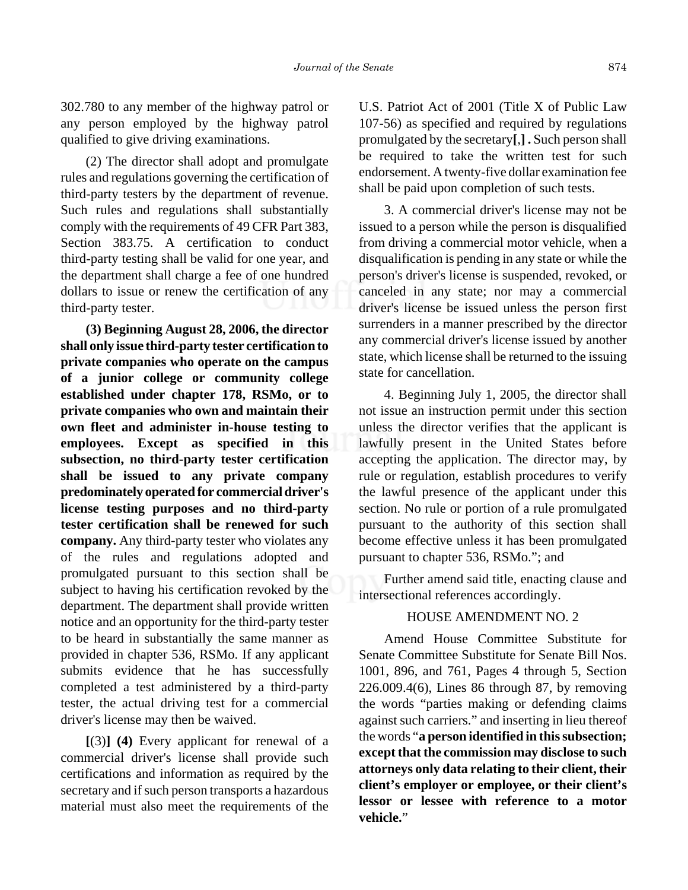302.780 to any member of the highway patrol or any person employed by the highway patrol qualified to give driving examinations.

(2) The director shall adopt and promulgate rules and regulations governing the certification of third-party testers by the department of revenue. Such rules and regulations shall substantially comply with the requirements of 49 CFR Part 383, Section 383.75. A certification to conduct third-party testing shall be valid for one year, and the department shall charge a fee of one hundred dollars to issue or renew the certification of any third-party tester.

**(3) Beginning August 28, 2006, the director shall only issue third-party tester certification to private companies who operate on the campus of a junior college or community college established under chapter 178, RSMo, or to private companies who own and maintain their own fleet and administer in-house testing to employees. Except as specified in this subsection, no third-party tester certification shall be issued to any private company predominately operated for commercial driver's license testing purposes and no third-party tester certification shall be renewed for such company.** Any third-party tester who violates any of the rules and regulations adopted and promulgated pursuant to this section shall be subject to having his certification revoked by the department. The department shall provide written notice and an opportunity for the third-party tester to be heard in substantially the same manner as provided in chapter 536, RSMo. If any applicant submits evidence that he has successfully completed a test administered by a third-party tester, the actual driving test for a commercial driver's license may then be waived.

**[**(3)**] (4)** Every applicant for renewal of a commercial driver's license shall provide such certifications and information as required by the secretary and if such person transports a hazardous material must also meet the requirements of the U.S. Patriot Act of 2001 (Title X of Public Law 107-56) as specified and required by regulations promulgated by the secretary**[**,**] .** Such person shall be required to take the written test for such endorsement. A twenty-five dollar examination fee shall be paid upon completion of such tests.

3. A commercial driver's license may not be issued to a person while the person is disqualified from driving a commercial motor vehicle, when a disqualification is pending in any state or while the person's driver's license is suspended, revoked, or canceled in any state; nor may a commercial driver's license be issued unless the person first surrenders in a manner prescribed by the director any commercial driver's license issued by another state, which license shall be returned to the issuing state for cancellation.

4. Beginning July 1, 2005, the director shall not issue an instruction permit under this section unless the director verifies that the applicant is lawfully present in the United States before accepting the application. The director may, by rule or regulation, establish procedures to verify the lawful presence of the applicant under this section. No rule or portion of a rule promulgated pursuant to the authority of this section shall become effective unless it has been promulgated pursuant to chapter 536, RSMo."; and

Further amend said title, enacting clause and intersectional references accordingly.

HOUSE AMENDMENT NO. 2

Amend House Committee Substitute for Senate Committee Substitute for Senate Bill Nos. 1001, 896, and 761, Pages 4 through 5, Section 226.009.4(6), Lines 86 through 87, by removing the words "parties making or defending claims against such carriers." and inserting in lieu thereof the words "**a person identified in this subsection; except that the commission may disclose to such attorneys only data relating to their client, their client's employer or employee, or their client's lessor or lessee with reference to a motor vehicle.**"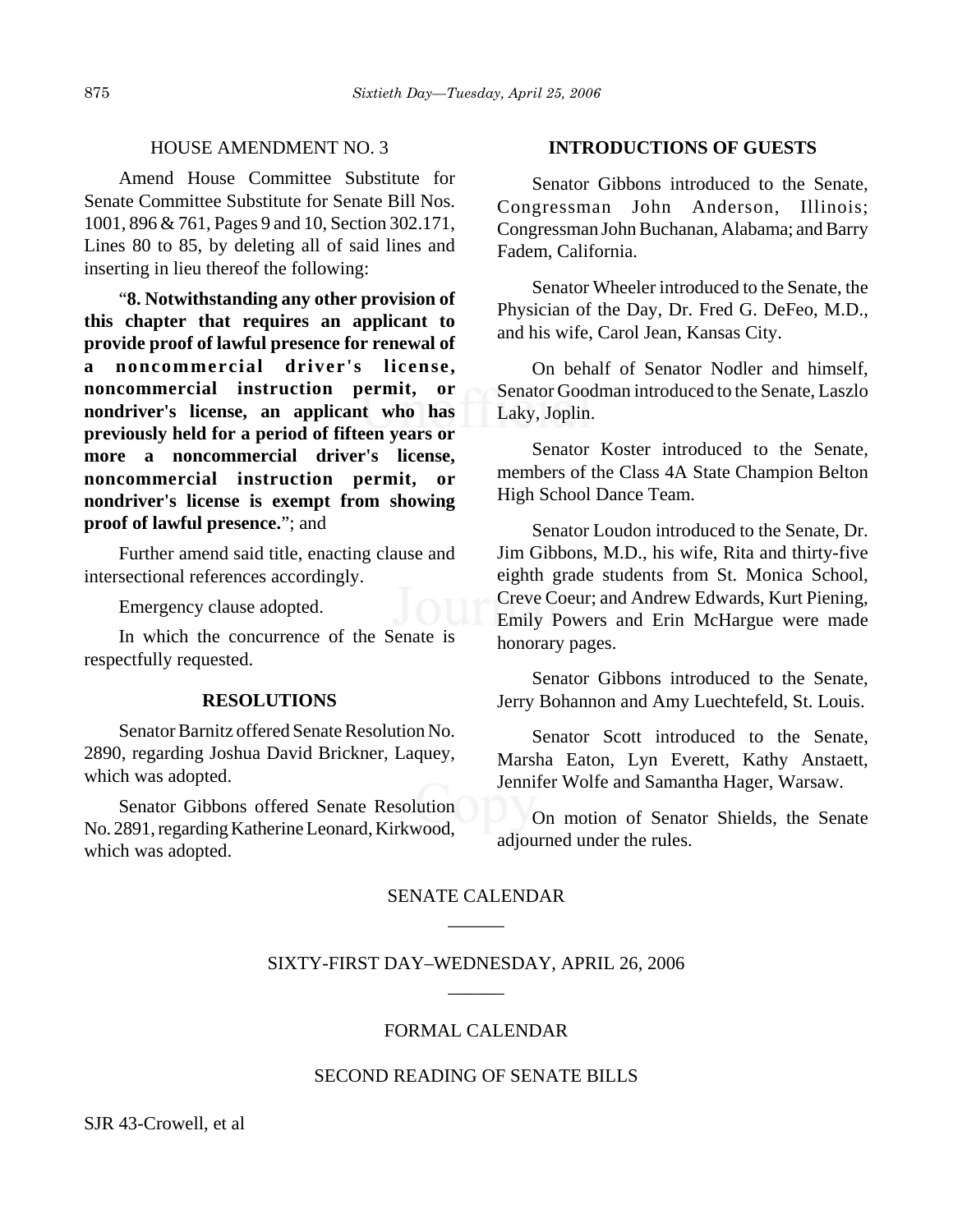HOUSE AMENDMENT NO. 3

Amend House Committee Substitute for Senate Committee Substitute for Senate Bill Nos. 1001, 896 & 761, Pages 9 and 10, Section 302.171, Lines 80 to 85, by deleting all of said lines and inserting in lieu thereof the following:

"**8. Notwithstanding any other provision of this chapter that requires an applicant to provide proof of lawful presence for renewal of a noncommercial driver's license, noncommercial instruction permit, or nondriver's license, an applicant who has previously held for a period of fifteen years or more a noncommercial driver's license, noncommercial instruction permit, or nondriver's license is exempt from showing proof of lawful presence.**"; and

Further amend said title, enacting clause and intersectional references accordingly.

Emergency clause adopted.

In which the concurrence of the Senate is respectfully requested.

## RESOLUTIONS

Senator Barnitz offered Senate Resolution No. 2890, regarding Joshua David Brickner, Laquey, which was adopted.

Senator Gibbons offered Senate Resolution No. 2891, regarding Katherine Leonard, Kirkwood, which was adopted.

## INTRODUCTIONS OF GUESTS

Senator Gibbons introduced to the Senate, Congressman John Anderson, Illinois; Congressman John Buchanan, Alabama; and Barry Fadem, California.

Senator Wheeler introduced to the Senate, the Physician of the Day, Dr. Fred G. DeFeo, M.D., and his wife, Carol Jean, Kansas City.

On behalf of Senator Nodler and himself, Senator Goodman introduced to the Senate, Laszlo Laky, Joplin.

Senator Koster introduced to the Senate, members of the Class 4A State Champion Belton High School Dance Team.

Senator Loudon introduced to the Senate, Dr. Jim Gibbons, M.D., his wife, Rita and thirty-five eighth grade students from St. Monica School, Creve Coeur; and Andrew Edwards, Kurt Piening, Emily Powers and Erin McHargue were made honorary pages.

Senator Gibbons introduced to the Senate, Jerry Bohannon and Amy Luechtefeld, St. Louis.

Senator Scott introduced to the Senate, Marsha Eaton, Lyn Everett, Kathy Anstaett, Jennifer Wolfe and Samantha Hager, Warsaw.

On motion of Senator Shields, the Senate adjourned under the rules.

## SENATE CALENDAR

______

## SIXTY-FIRST DAY–WEDNESDAY, APRIL 26, 2006

______

### FORMAL CALENDAR

### SECOND READING OF SENATE BILLS

SJR 43-Crowell, et al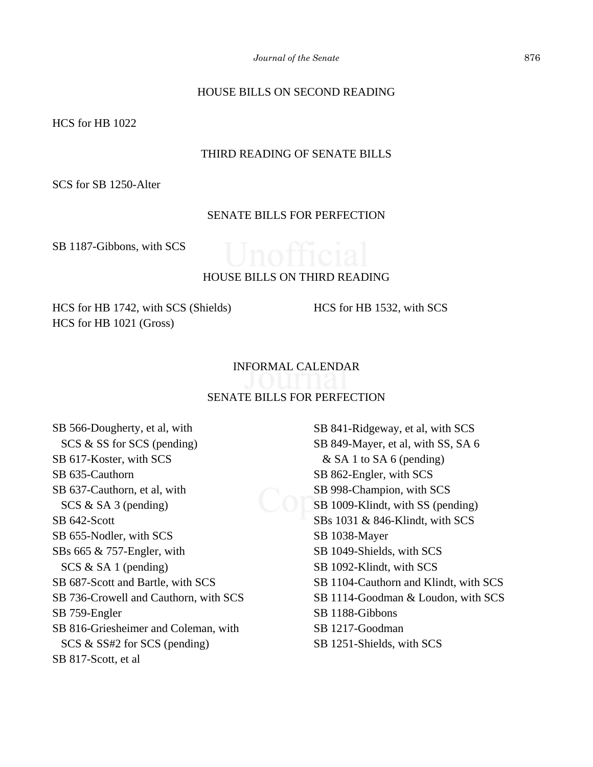## HOUSE BILLS ON SECOND READING

HCS for HB 1022

## THIRD READING OF SENATE BILLS

SCS for SB 1250-Alter

## SENATE BILLS FOR PERFECTION

SB 1187-Gibbons, with SCS

## HOUSE BILLS ON THIRD READING

HCS for HB 1742, with SCS (Shields)
HCS for HB 1021 (Gross)
HCS for HB 1532, with SCS

## INFORMAL CALENDAR

## SENATE BILLS FOR PERFECTION

SB 566-Dougherty, et al, with SCS & SS for SCS (pending)
SB 617-Koster, with SCS
SB 635-Cauthorn
SB 637-Cauthorn, et al, with SCS & SA 3 (pending)
SB 642-Scott
SB 655-Nodler, with SCS
SBs 665 & 757-Engler, with SCS & SA 1 (pending)
SB 687-Scott and Bartle, with SCS
SB 736-Crowell and Cauthorn, with SCS
SB 759-Engler
SB 816-Griesheimer and Coleman, with SCS & SS#2 for SCS (pending)
SB 817-Scott, et al
SB 841-Ridgeway, et al, with SCS
SB 849-Mayer, et al, with SS, SA 6 & SA 1 to SA 6 (pending)
SB 862-Engler, with SCS
SB 998-Champion, with SCS
SB 1009-Klindt, with SS (pending)
SBs 1031 & 846-Klindt, with SCS
SB 1038-Mayer
SB 1049-Shields, with SCS
SB 1092-Klindt, with SCS
SB 1104-Cauthorn and Klindt, with SCS
SB 1114-Goodman & Loudon, with SCS
SB 1188-Gibbons
SB 1217-Goodman
SB 1251-Shields, with SCS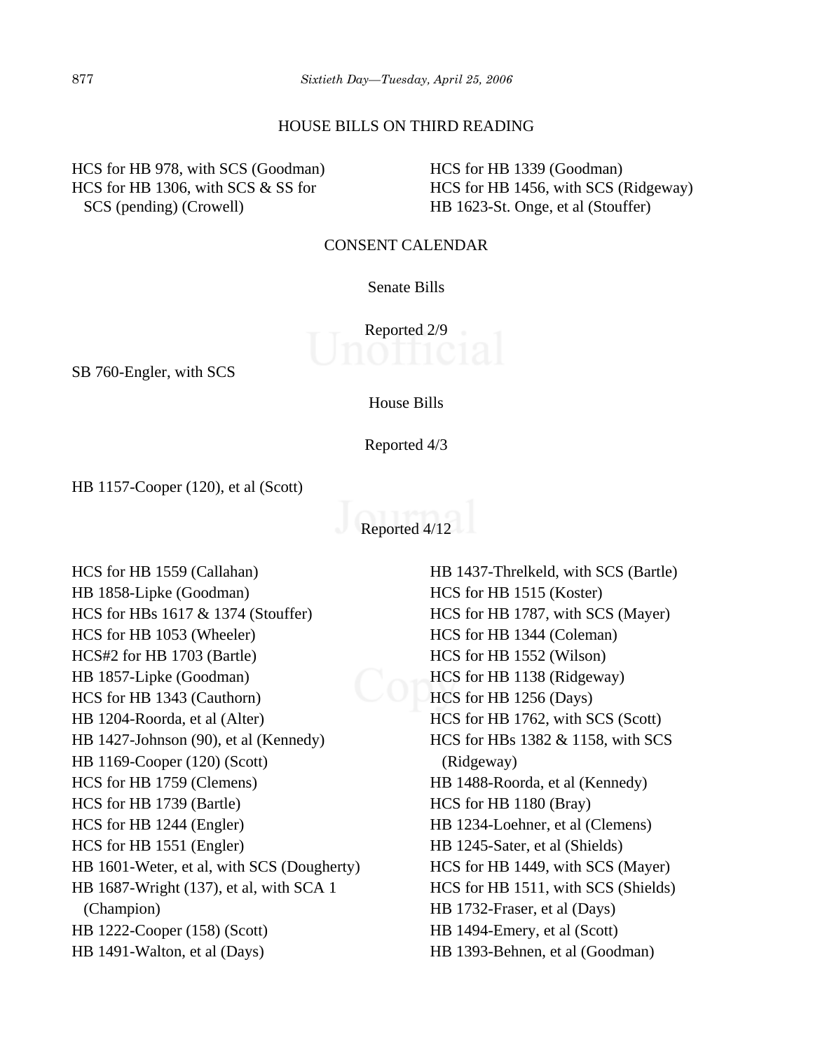## HOUSE BILLS ON THIRD READING

HCS for HB 978, with SCS (Goodman)
HCS for HB 1306, with SCS & SS for SCS (pending) (Crowell)
HCS for HB 1339 (Goodman)
HCS for HB 1456, with SCS (Ridgeway)
HB 1623-St. Onge, et al (Stouffer)

## CONSENT CALENDAR

### Senate Bills

Reported 2/9

SB 760-Engler, with SCS

### House Bills

Reported 4/3

HB 1157-Cooper (120), et al (Scott)

Reported 4/12

HCS for HB 1559 (Callahan)
HB 1858-Lipke (Goodman)
HCS for HBs 1617 & 1374 (Stouffer)
HCS for HB 1053 (Wheeler)
HCS#2 for HB 1703 (Bartle)
HB 1857-Lipke (Goodman)
HCS for HB 1343 (Cauthorn)
HB 1204-Roorda, et al (Alter)
HB 1427-Johnson (90), et al (Kennedy)
HB 1169-Cooper (120) (Scott)
HCS for HB 1759 (Clemens)
HCS for HB 1739 (Bartle)
HCS for HB 1244 (Engler)
HCS for HB 1551 (Engler)
HB 1601-Weter, et al, with SCS (Dougherty)
HB 1687-Wright (137), et al, with SCA 1 (Champion)
HB 1222-Cooper (158) (Scott)
HB 1491-Walton, et al (Days)
HB 1437-Threlkeld, with SCS (Bartle)
HCS for HB 1515 (Koster)
HCS for HB 1787, with SCS (Mayer)
HCS for HB 1344 (Coleman)
HCS for HB 1552 (Wilson)
HCS for HB 1138 (Ridgeway)
HCS for HB 1256 (Days)
HCS for HB 1762, with SCS (Scott)
HCS for HBs 1382 & 1158, with SCS (Ridgeway)
HB 1488-Roorda, et al (Kennedy)
HCS for HB 1180 (Bray)
HB 1234-Loehner, et al (Clemens)
HB 1245-Sater, et al (Shields)
HCS for HB 1449, with SCS (Mayer)
HCS for HB 1511, with SCS (Shields)
HB 1732-Fraser, et al (Days)
HB 1494-Emery, et al (Scott)
HB 1393-Behnen, et al (Goodman)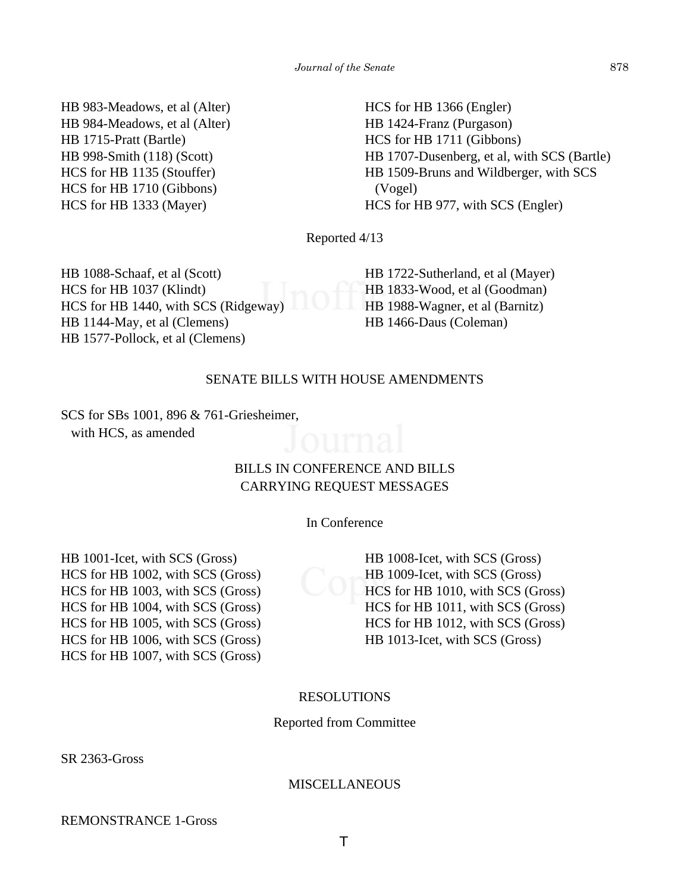HB 983-Meadows, et al (Alter)
HB 984-Meadows, et al (Alter)
HB 1715-Pratt (Bartle)
HB 998-Smith (118) (Scott)
HCS for HB 1135 (Stouffer)
HCS for HB 1710 (Gibbons)
HCS for HB 1333 (Mayer)
HCS for HB 1366 (Engler)
HB 1424-Franz (Purgason)
HCS for HB 1711 (Gibbons)
HB 1707-Dusenberg, et al, with SCS (Bartle)
HB 1509-Bruns and Wildberger, with SCS (Vogel)
HCS for HB 977, with SCS (Engler)

Reported 4/13

HB 1088-Schaaf, et al (Scott)
HCS for HB 1037 (Klindt)
HCS for HB 1440, with SCS (Ridgeway)
HB 1144-May, et al (Clemens)
HB 1577-Pollock, et al (Clemens)
HB 1722-Sutherland, et al (Mayer)
HB 1833-Wood, et al (Goodman)
HB 1988-Wagner, et al (Barnitz)
HB 1466-Daus (Coleman)

## SENATE BILLS WITH HOUSE AMENDMENTS

SCS for SBs 1001, 896 & 761-Griesheimer, with HCS, as amended

## BILLS IN CONFERENCE AND BILLS CARRYING REQUEST MESSAGES

In Conference

HB 1001-Icet, with SCS (Gross)
HCS for HB 1002, with SCS (Gross)
HCS for HB 1003, with SCS (Gross)
HCS for HB 1004, with SCS (Gross)
HCS for HB 1005, with SCS (Gross)
HCS for HB 1006, with SCS (Gross)
HCS for HB 1007, with SCS (Gross)
HB 1008-Icet, with SCS (Gross)
HB 1009-Icet, with SCS (Gross)
HCS for HB 1010, with SCS (Gross)
HCS for HB 1011, with SCS (Gross)
HCS for HB 1012, with SCS (Gross)
HB 1013-Icet, with SCS (Gross)

## RESOLUTIONS

Reported from Committee

SR 2363-Gross

## MISCELLANEOUS

REMONSTRANCE 1-Gross

T